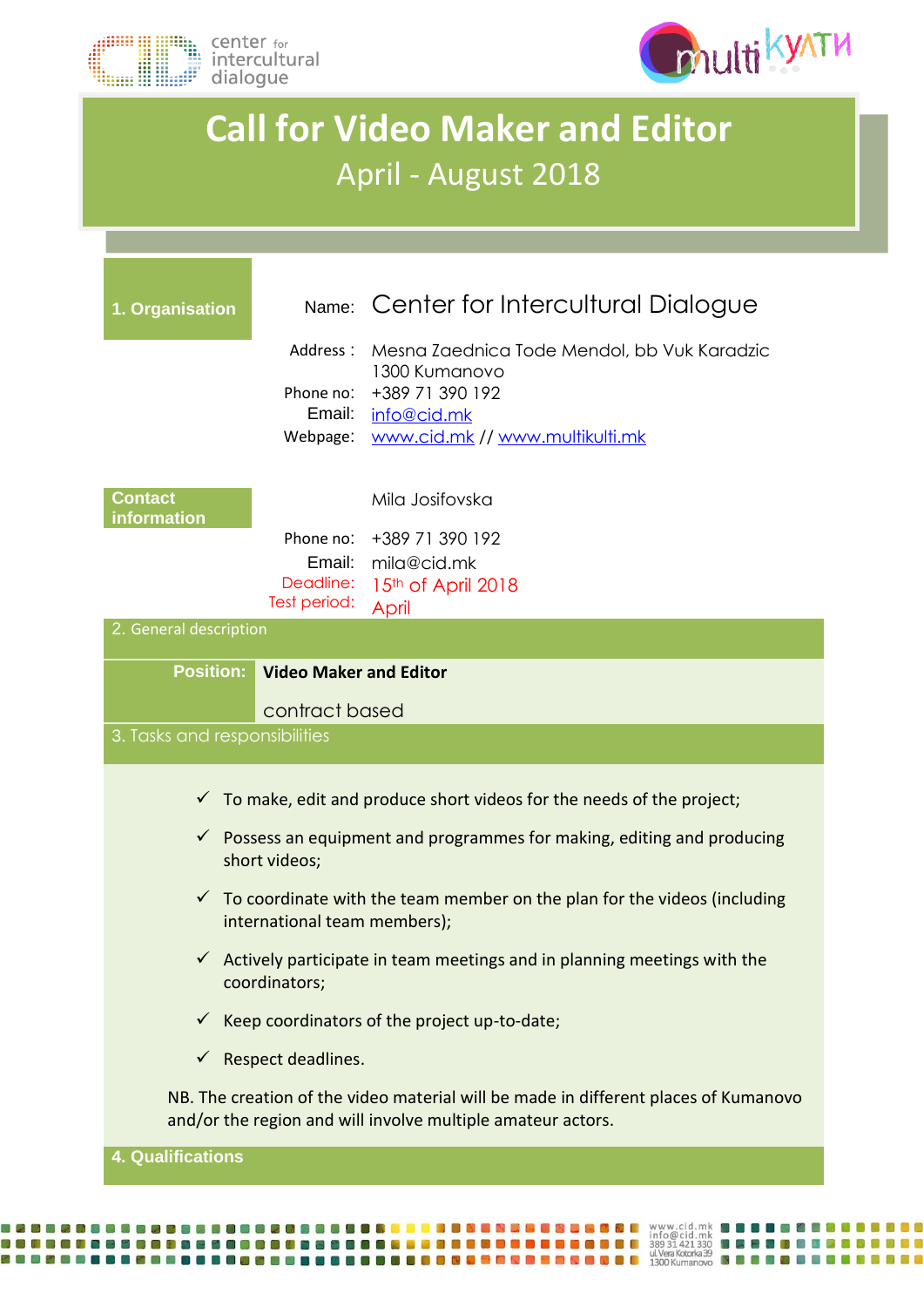# Call for Video Maker and Editor

April - August 2018

## 1. Organisation

Name: Center for Intercultural Dialogue

Address : Mesna Zaednica Tode Mendol, bb Vuk Karadzic
1300 Kumanovo

Phone no: +389 71 390 192

Email: info@cid.mk

Webpage: www.cid.mk // www.multikulti.mk

## Contact information

Mila Josifovska

Phone no: +389 71 390 192

Email: mila@cid.mk

Deadline: 15th of April 2018

Test period: April

## 2. General description

**Position:** **Video Maker and Editor**

contract based

## 3. Tasks and responsibilities

- ✓ To make, edit and produce short videos for the needs of the project;
- ✓ Possess an equipment and programmes for making, editing and producing short videos;
- ✓ To coordinate with the team member on the plan for the videos (including international team members);
- ✓ Actively participate in team meetings and in planning meetings with the coordinators;
- ✓ Keep coordinators of the project up-to-date;
- ✓ Respect deadlines.

NB. The creation of the video material will be made in different places of Kumanovo and/or the region and will involve multiple amateur actors.

## 4. Qualifications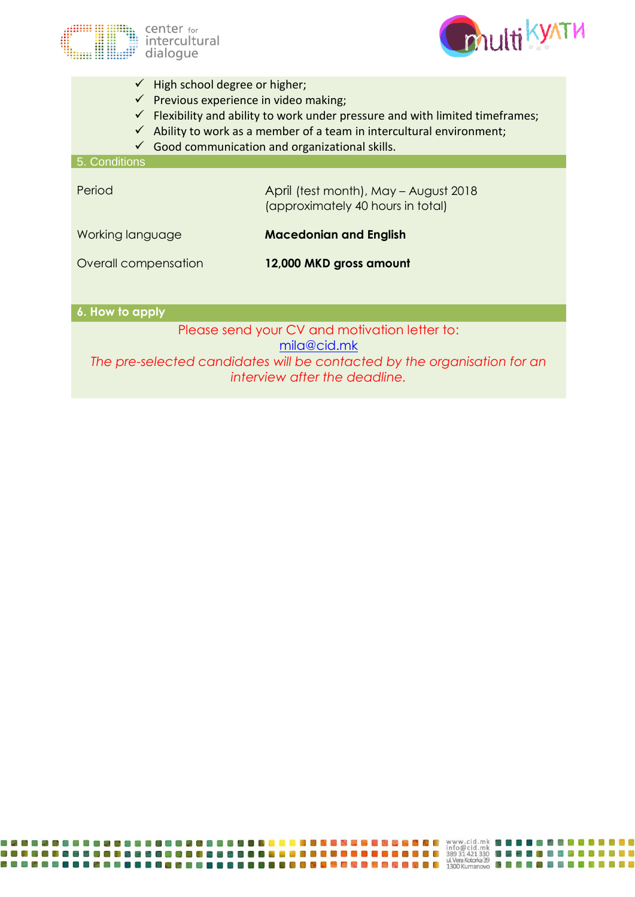- ✓ High school degree or higher;
- ✓ Previous experience in video making;
- ✓ Flexibility and ability to work under pressure and with limited timeframes;
- ✓ Ability to work as a member of a team in intercultural environment;
- ✓ Good communication and organizational skills.

## 5. Conditions

| | |
|---|---|
| Period | April (test month), May – August 2018 (approximately 40 hours in total) |
| Working language | **Macedonian and English** |
| Overall compensation | **12,000 MKD gross amount** |

## 6. How to apply

Please send your CV and motivation letter to:
mila@cid.mk

*The pre-selected candidates will be contacted by the organisation for an interview after the deadline.*